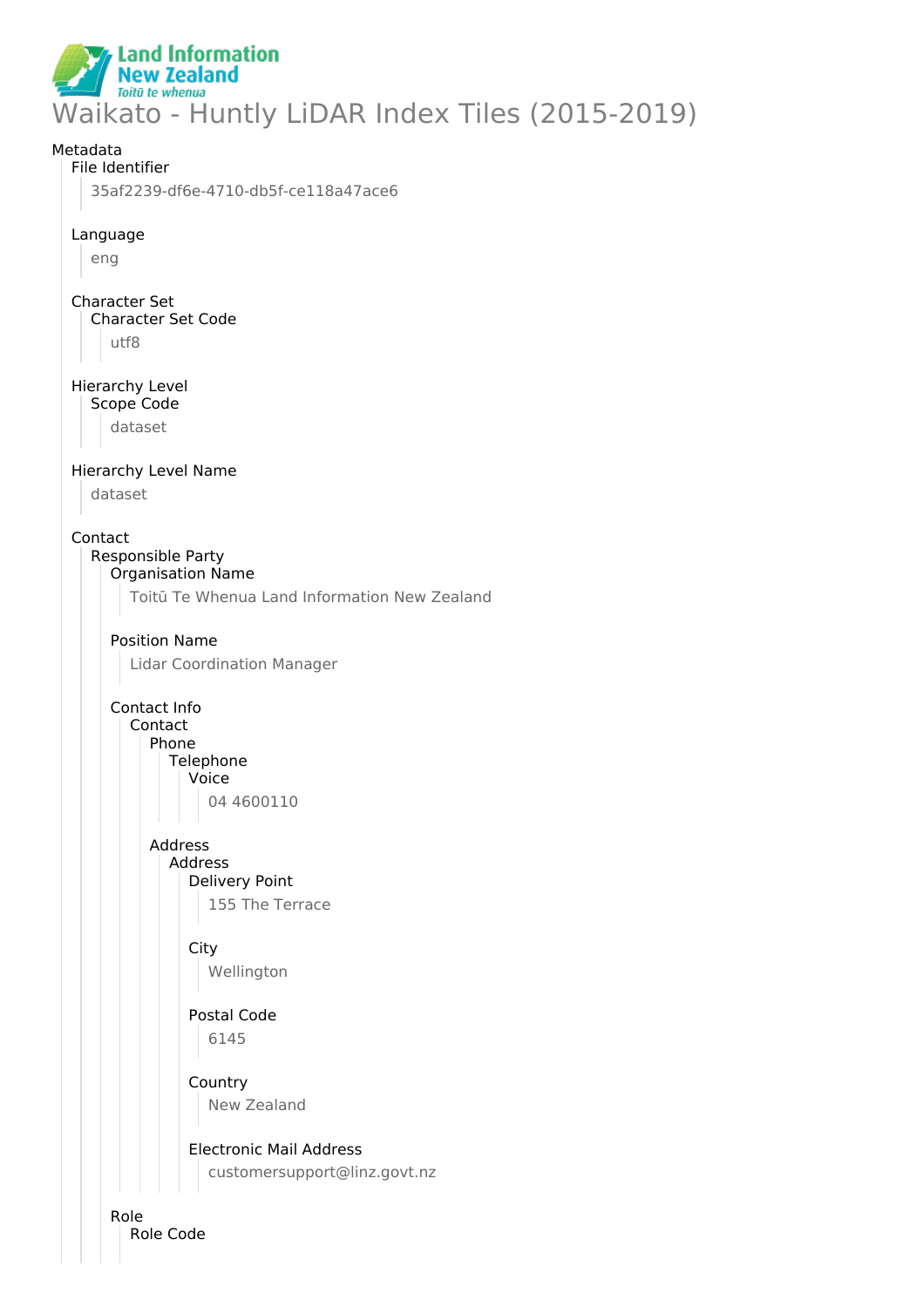# Waikato - Huntly LiDAR Index Tiles (2015-2019)

Metadata

File Identifier

35af2239-df6e-4710-db5f-ce118a47ace6

Language

eng

Character Set

Character Set Code

utf8

Hierarchy Level

Scope Code

dataset

Hierarchy Level Name

dataset

Contact

Responsible Party

Organisation Name

Toitū Te Whenua Land Information New Zealand

Position Name

Lidar Coordination Manager

Contact Info

Contact

Phone

Telephone

Voice

04 4600110

Address

Address

Delivery Point

155 The Terrace

City

Wellington

Postal Code

6145

Country

New Zealand

Electronic Mail Address

customersupport@linz.govt.nz

Role

Role Code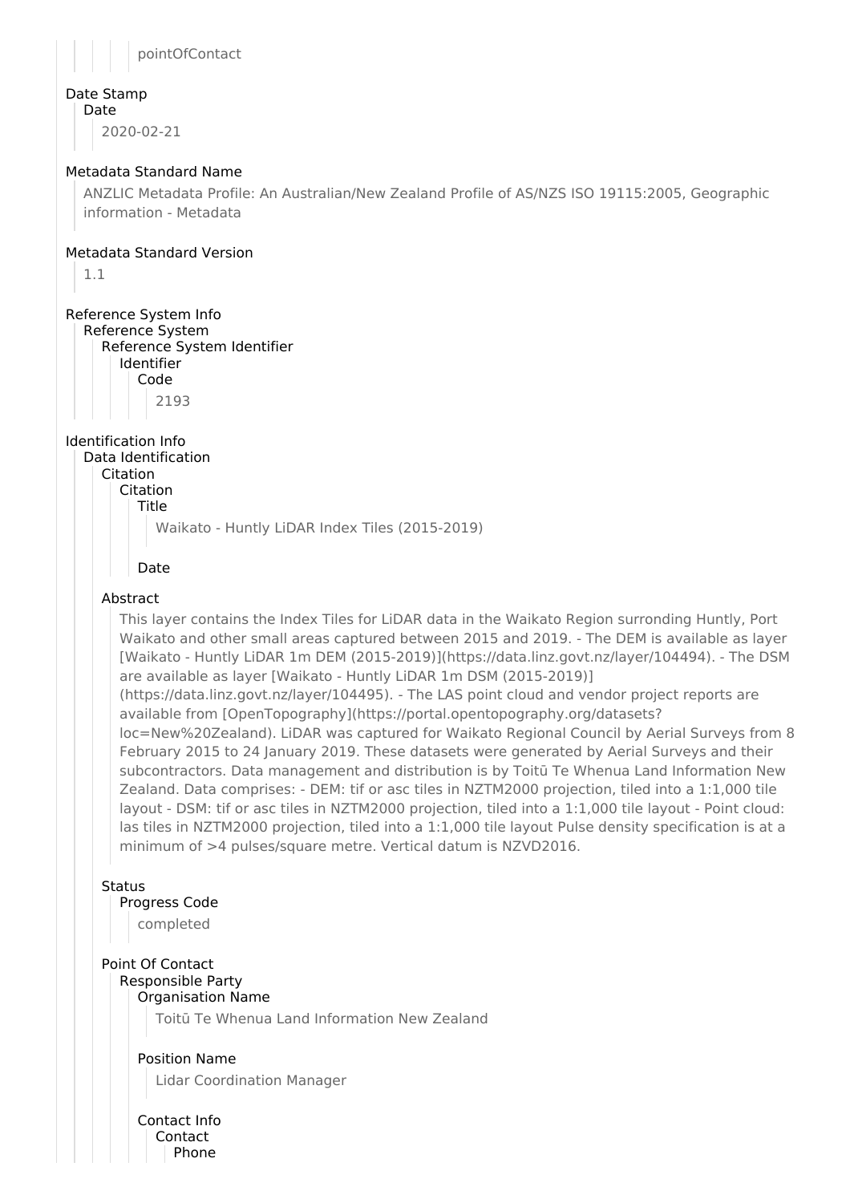pointOfContact

Date Stamp

Date

2020-02-21

Metadata Standard Name

ANZLIC Metadata Profile: An Australian/New Zealand Profile of AS/NZS ISO 19115:2005, Geographic information - Metadata

Metadata Standard Version

1.1

Reference System Info

Reference System

Reference System Identifier

Identifier

Code

2193

Identification Info

Data Identification

Citation

Citation

Title

Waikato - Huntly LiDAR Index Tiles (2015-2019)

Date

Abstract

This layer contains the Index Tiles for LiDAR data in the Waikato Region surronding Huntly, Port Waikato and other small areas captured between 2015 and 2019. - The DEM is available as layer [Waikato - Huntly LiDAR 1m DEM (2015-2019)](https://data.linz.govt.nz/layer/104494). - The DSM are available as layer [Waikato - Huntly LiDAR 1m DSM (2015-2019)](https://data.linz.govt.nz/layer/104495). - The LAS point cloud and vendor project reports are available from [OpenTopography](https://portal.opentopography.org/datasets?loc=New%20Zealand). LiDAR was captured for Waikato Regional Council by Aerial Surveys from 8 February 2015 to 24 January 2019. These datasets were generated by Aerial Surveys and their subcontractors. Data management and distribution is by Toitū Te Whenua Land Information New Zealand. Data comprises: - DEM: tif or asc tiles in NZTM2000 projection, tiled into a 1:1,000 tile layout - DSM: tif or asc tiles in NZTM2000 projection, tiled into a 1:1,000 tile layout - Point cloud: las tiles in NZTM2000 projection, tiled into a 1:1,000 tile layout Pulse density specification is at a minimum of >4 pulses/square metre. Vertical datum is NZVD2016.

Status

Progress Code

completed

Point Of Contact

Responsible Party

Organisation Name

Toitū Te Whenua Land Information New Zealand

Position Name

Lidar Coordination Manager

Contact Info

Contact

Phone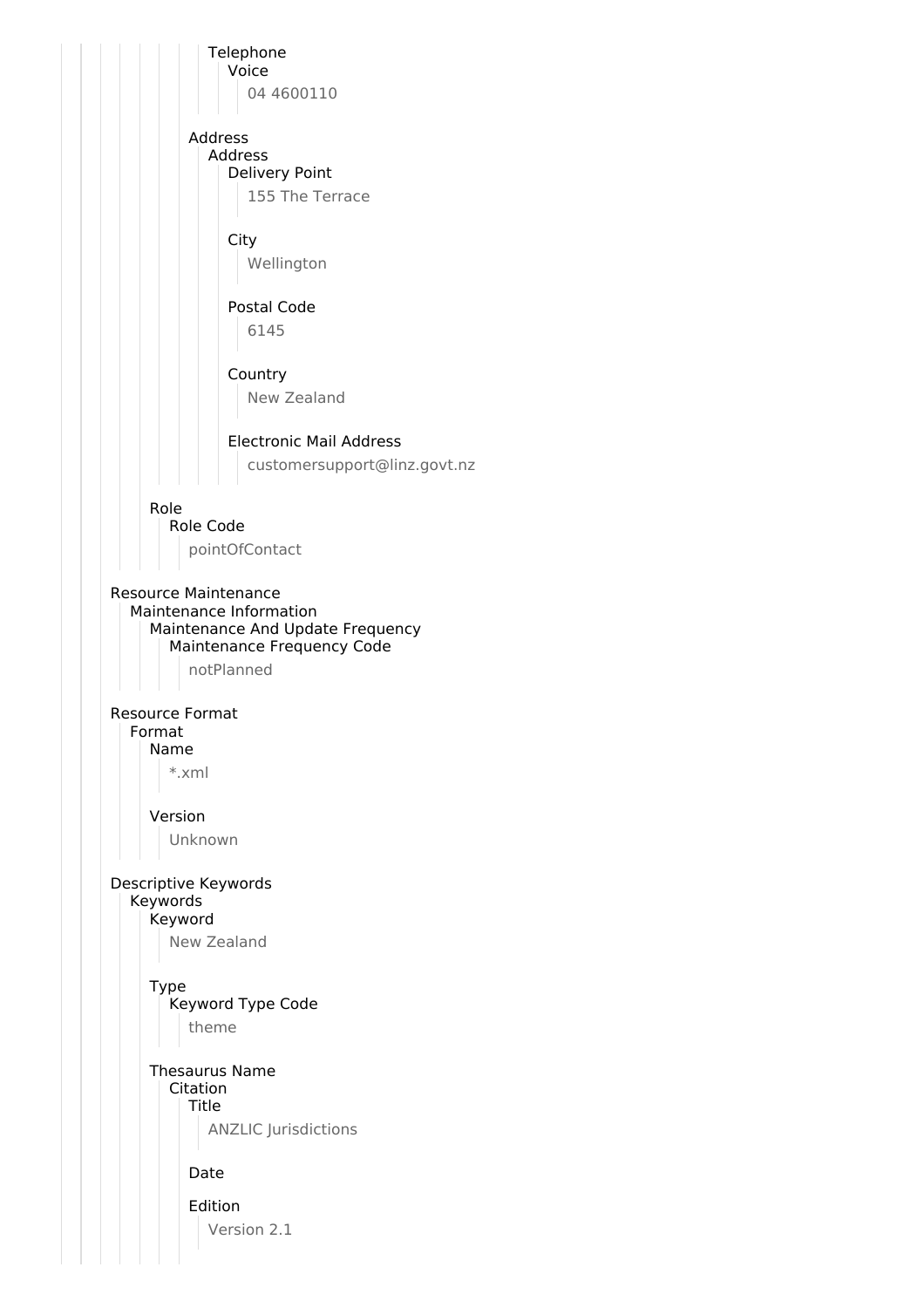Telephone
  Voice
    04 4600110

Address
  Address
    Delivery Point
      155 The Terrace

    City
      Wellington

    Postal Code
      6145

    Country
      New Zealand

    Electronic Mail Address
      customersupport@linz.govt.nz

Role
  Role Code
    pointOfContact

Resource Maintenance
  Maintenance Information
    Maintenance And Update Frequency
      Maintenance Frequency Code
        notPlanned

Resource Format
  Format
    Name
      *.xml

    Version
      Unknown

Descriptive Keywords
  Keywords
    Keyword
      New Zealand

    Type
      Keyword Type Code
        theme

    Thesaurus Name
      Citation
        Title
          ANZLIC Jurisdictions

        Date

        Edition
          Version 2.1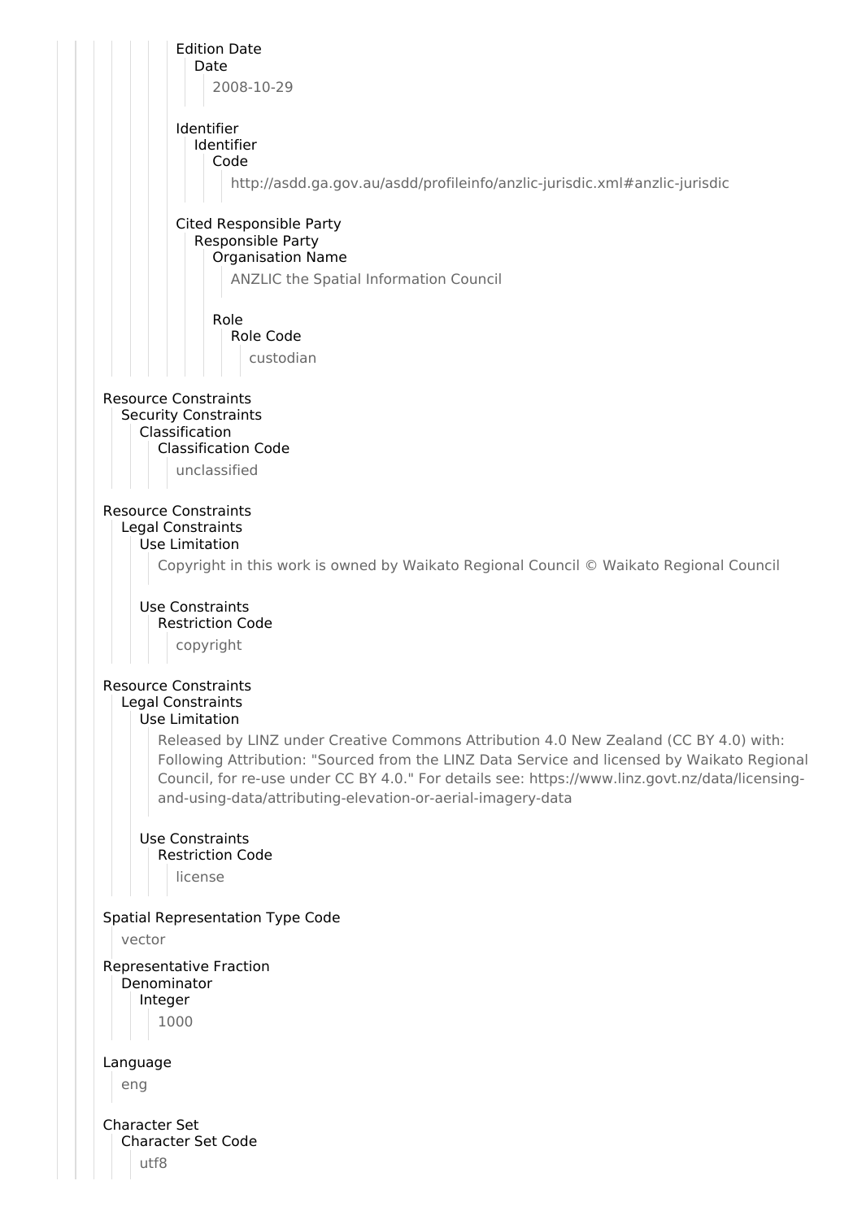Edition Date
Date
2008-10-29

Identifier
Identifier
Code
http://asdd.ga.gov.au/asdd/profileinfo/anzlic-jurisdic.xml#anzlic-jurisdic

Cited Responsible Party
Responsible Party
Organisation Name
ANZLIC the Spatial Information Council

Role
Role Code
custodian

Resource Constraints
Security Constraints
Classification
Classification Code
unclassified

Resource Constraints
Legal Constraints
Use Limitation
Copyright in this work is owned by Waikato Regional Council © Waikato Regional Council

Use Constraints
Restriction Code
copyright

Resource Constraints
Legal Constraints
Use Limitation
Released by LINZ under Creative Commons Attribution 4.0 New Zealand (CC BY 4.0) with: Following Attribution: "Sourced from the LINZ Data Service and licensed by Waikato Regional Council, for re-use under CC BY 4.0." For details see: https://www.linz.govt.nz/data/licensing-and-using-data/attributing-elevation-or-aerial-imagery-data

Use Constraints
Restriction Code
license

Spatial Representation Type Code
vector

Representative Fraction
Denominator
Integer
1000

Language
eng

Character Set
Character Set Code
utf8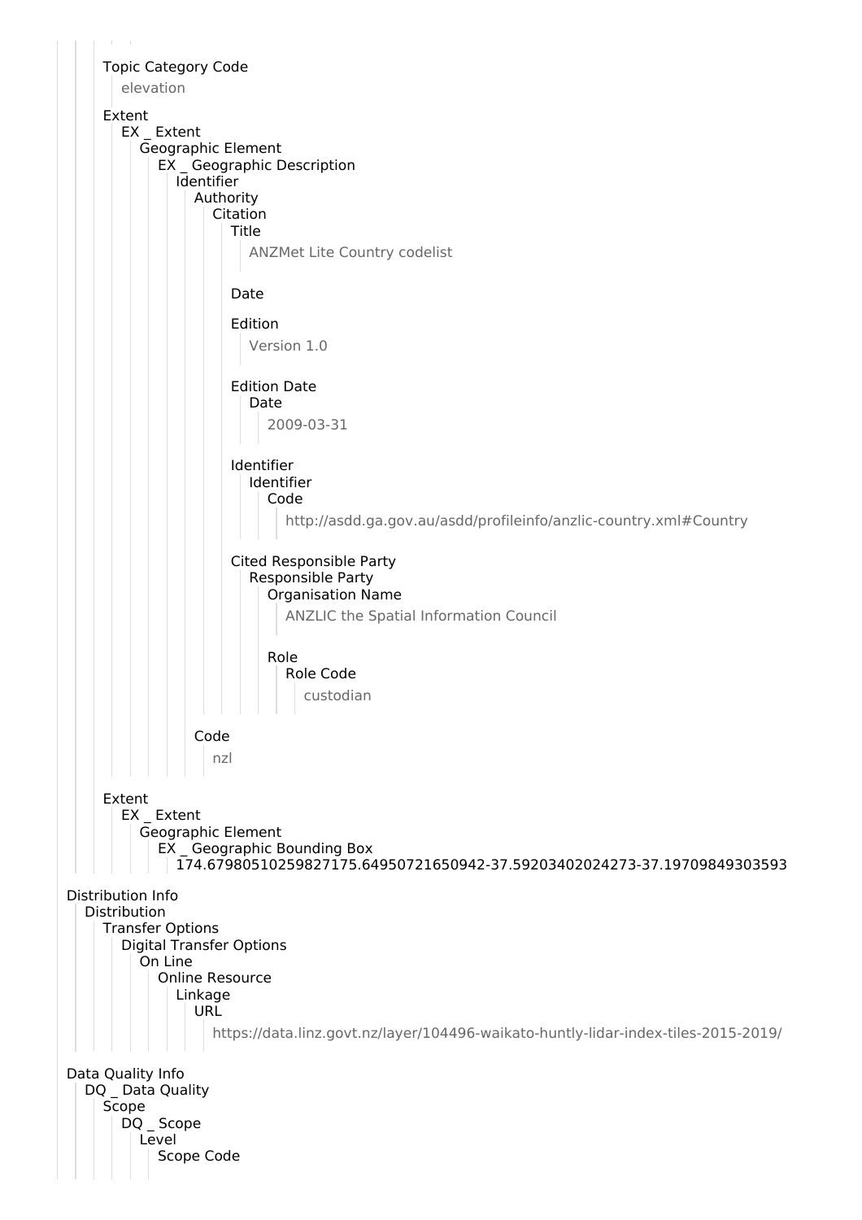- Topic Category Code
  - elevation
- Extent
  - EX _ Extent
    - Geographic Element
      - EX _ Geographic Description
        - Identifier
          - Authority
            - Citation
              - Title
                - ANZMet Lite Country codelist
              - Date
              - Edition
                - Version 1.0
              - Edition Date
                - Date
                  - 2009-03-31
              - Identifier
                - Identifier
                  - Code
                    - http://asdd.ga.gov.au/asdd/profileinfo/anzlic-country.xml#Country
              - Cited Responsible Party
                - Responsible Party
                  - Organisation Name
                    - ANZLIC the Spatial Information Council
                  - Role
                    - Role Code
                      - custodian
          - Code
            - nzl
- Extent
  - EX _ Extent
    - Geographic Element
      - EX _ Geographic Bounding Box
        - 174.67980510259827175.64950721650942-37.59203402024273-37.19709849303593

Distribution Info
- Distribution
  - Transfer Options
    - Digital Transfer Options
      - On Line
        - Online Resource
          - Linkage
            - URL
              - https://data.linz.govt.nz/layer/104496-waikato-huntly-lidar-index-tiles-2015-2019/

Data Quality Info
- DQ _ Data Quality
  - Scope
    - DQ _ Scope
      - Level
        - Scope Code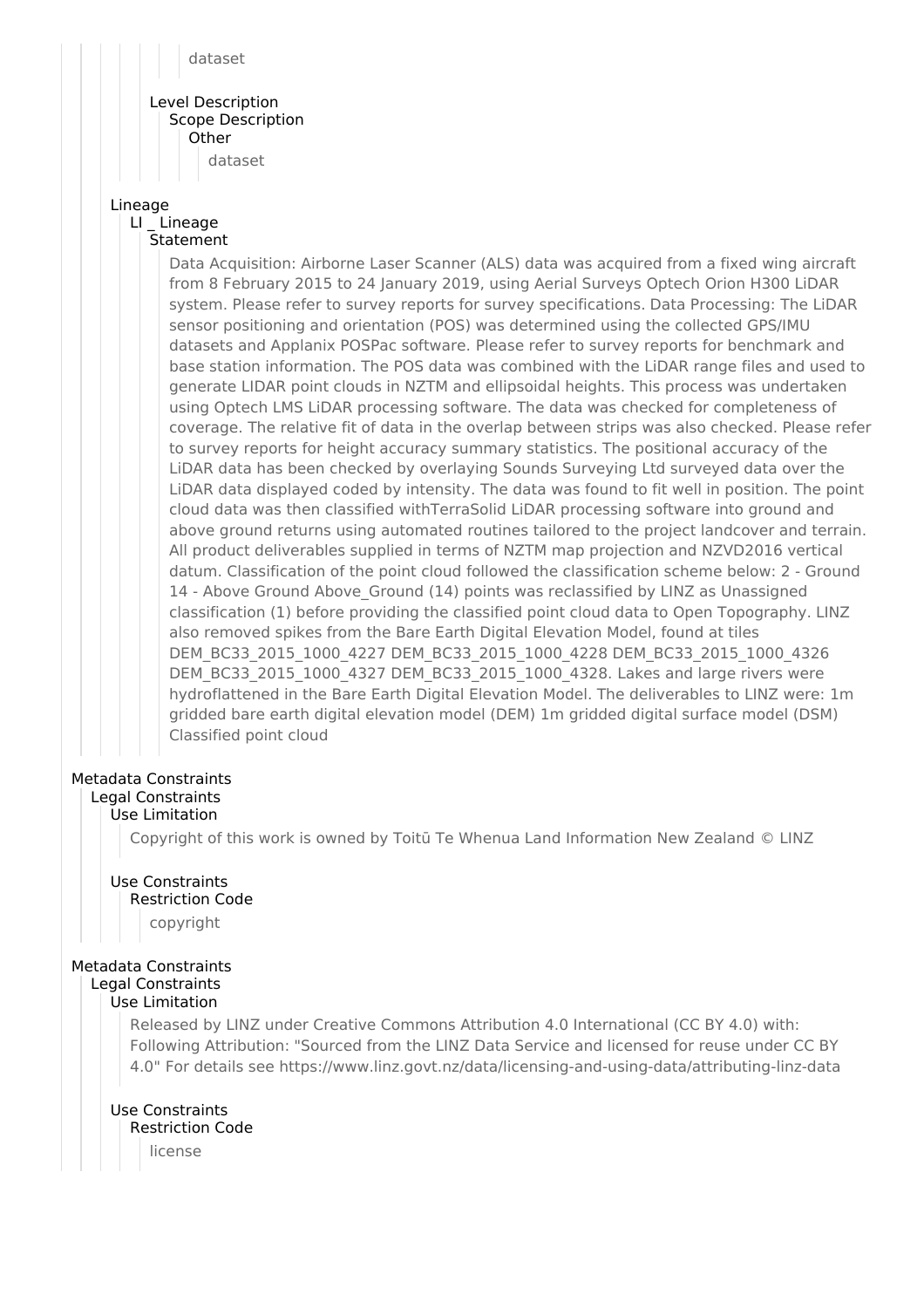dataset

Level Description

Scope Description

Other

dataset

Lineage

LI _ Lineage

Statement

Data Acquisition: Airborne Laser Scanner (ALS) data was acquired from a fixed wing aircraft from 8 February 2015 to 24 January 2019, using Aerial Surveys Optech Orion H300 LiDAR system. Please refer to survey reports for survey specifications. Data Processing: The LiDAR sensor positioning and orientation (POS) was determined using the collected GPS/IMU datasets and Applanix POSPac software. Please refer to survey reports for benchmark and base station information. The POS data was combined with the LiDAR range files and used to generate LIDAR point clouds in NZTM and ellipsoidal heights. This process was undertaken using Optech LMS LiDAR processing software. The data was checked for completeness of coverage. The relative fit of data in the overlap between strips was also checked. Please refer to survey reports for height accuracy summary statistics. The positional accuracy of the LiDAR data has been checked by overlaying Sounds Surveying Ltd surveyed data over the LiDAR data displayed coded by intensity. The data was found to fit well in position. The point cloud data was then classified withTerraSolid LiDAR processing software into ground and above ground returns using automated routines tailored to the project landcover and terrain. All product deliverables supplied in terms of NZTM map projection and NZVD2016 vertical datum. Classification of the point cloud followed the classification scheme below: 2 - Ground 14 - Above Ground Above_Ground (14) points was reclassified by LINZ as Unassigned classification (1) before providing the classified point cloud data to Open Topography. LINZ also removed spikes from the Bare Earth Digital Elevation Model, found at tiles DEM_BC33_2015_1000_4227 DEM_BC33_2015_1000_4228 DEM_BC33_2015_1000_4326 DEM_BC33_2015_1000_4327 DEM_BC33_2015_1000_4328. Lakes and large rivers were hydroflattened in the Bare Earth Digital Elevation Model. The deliverables to LINZ were: 1m gridded bare earth digital elevation model (DEM) 1m gridded digital surface model (DSM) Classified point cloud

Metadata Constraints

Legal Constraints

Use Limitation

Copyright of this work is owned by Toitū Te Whenua Land Information New Zealand © LINZ

Use Constraints

Restriction Code

copyright

Metadata Constraints

Legal Constraints

Use Limitation

Released by LINZ under Creative Commons Attribution 4.0 International (CC BY 4.0) with: Following Attribution: "Sourced from the LINZ Data Service and licensed for reuse under CC BY 4.0" For details see https://www.linz.govt.nz/data/licensing-and-using-data/attributing-linz-data

Use Constraints

Restriction Code

license